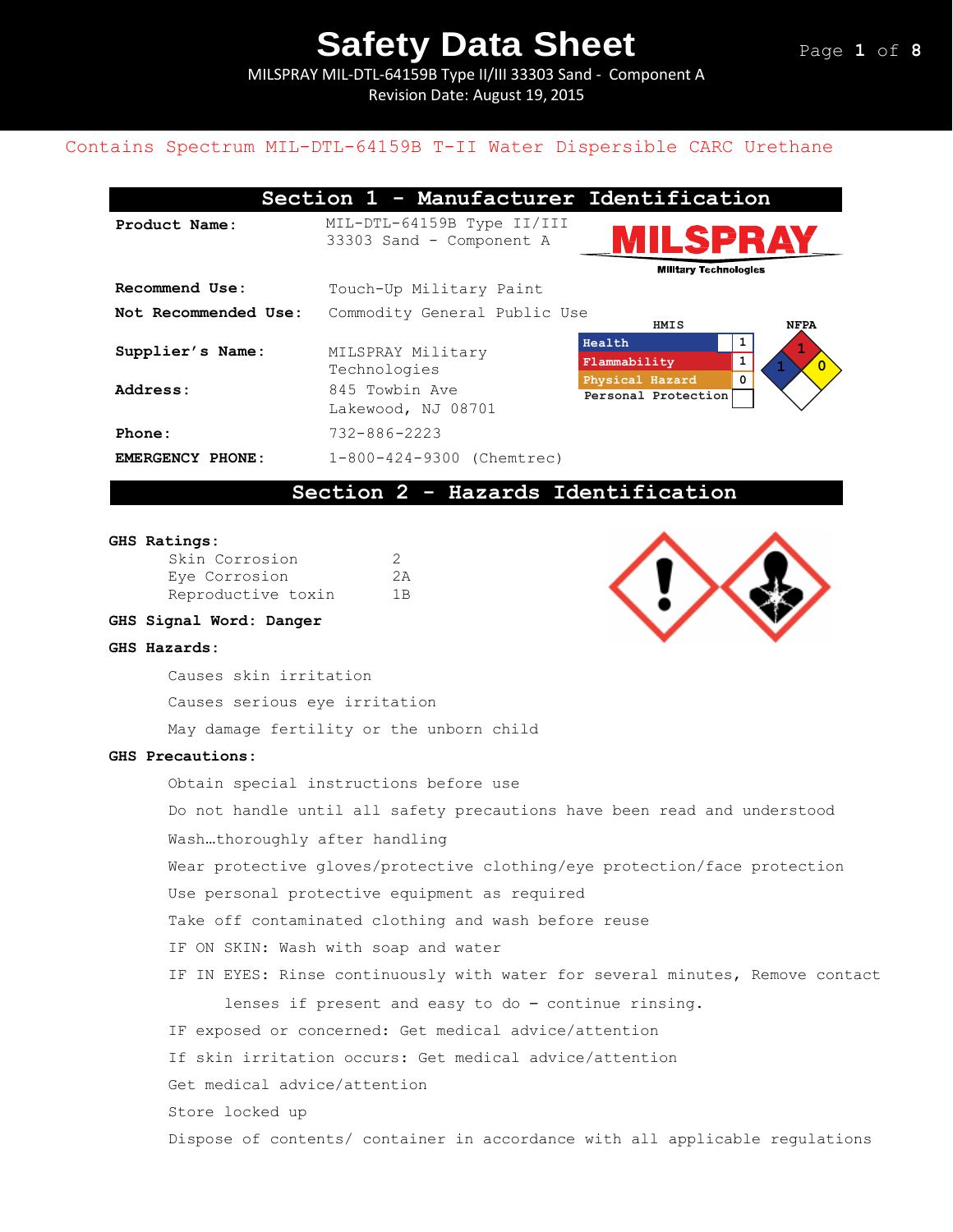# Safety Data Sheet

MILSPRAY MIL-DTL-64159B Type II/III 33303 Sand - Component A

Revision Date: August 19, 2015

Contains Spectrum MIL-DTL-64159B T-II Water Dispersible CARC Urethane

## Section 1 - Manufacturer Identification

**Product Name:** MIL-DTL-64159B Type II/III 33303 Sand - Component A

**Recommend Use:** Touch-Up Military Paint

**Not Recommended Use:** Commodity General Public Use

**Supplier's Name:** MILSPRAY Military Technologies

**Address:** 845 Towbin Ave Lakewood, NJ 08701

**Phone:** 732-886-2223

**EMERGENCY PHONE:** 1-800-424-9300 (Chemtrec)

| HMIS | |
|---|---|
| Health | 1 |
| Flammability | 1 |
| Physical Hazard | 0 |
| Personal Protection | |

NFPA: Health 1, Flammability 1, Reactivity 0

## Section 2 - Hazards Identification

**GHS Ratings:**

| | |
|---|---|
| Skin Corrosion | 2 |
| Eye Corrosion | 2A |
| Reproductive toxin | 1B |

**GHS Signal Word: Danger**

**GHS Hazards:**

- Causes skin irritation
- Causes serious eye irritation
- May damage fertility or the unborn child

**GHS Precautions:**

- Obtain special instructions before use
- Do not handle until all safety precautions have been read and understood
- Wash…thoroughly after handling
- Wear protective gloves/protective clothing/eye protection/face protection
- Use personal protective equipment as required
- Take off contaminated clothing and wash before reuse
- IF ON SKIN: Wash with soap and water
- IF IN EYES: Rinse continuously with water for several minutes, Remove contact lenses if present and easy to do – continue rinsing.
- IF exposed or concerned: Get medical advice/attention
- If skin irritation occurs: Get medical advice/attention
- Get medical advice/attention
- Store locked up
- Dispose of contents/ container in accordance with all applicable regulations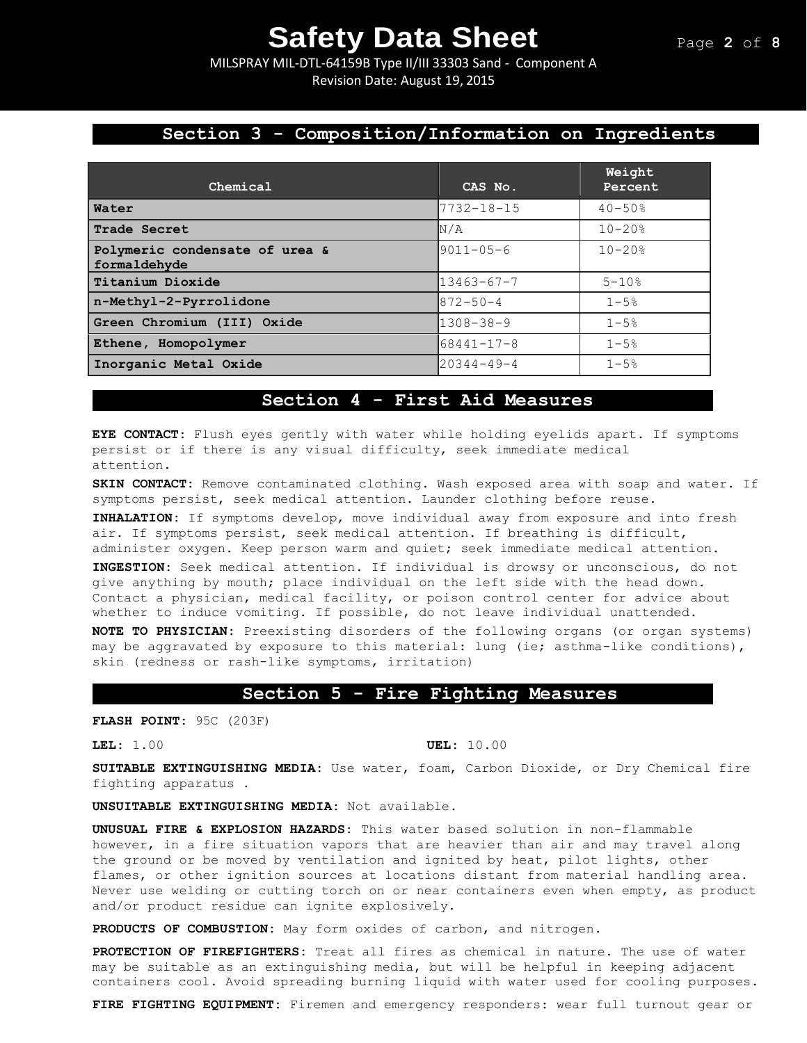## Section 3 - Composition/Information on Ingredients

| Chemical | CAS No. | Weight Percent |
|---|---|---|
| **Water** | 7732-18-15 | 40-50% |
| **Trade Secret** | N/A | 10-20% |
| **Polymeric condensate of urea & formaldehyde** | 9011-05-6 | 10-20% |
| **Titanium Dioxide** | 13463-67-7 | 5-10% |
| **n-Methyl-2-Pyrrolidone** | 872-50-4 | 1-5% |
| **Green Chromium (III) Oxide** | 1308-38-9 | 1-5% |
| **Ethene, Homopolymer** | 68441-17-8 | 1-5% |
| **Inorganic Metal Oxide** | 20344-49-4 | 1-5% |

## Section 4 - First Aid Measures

**EYE CONTACT:** Flush eyes gently with water while holding eyelids apart. If symptoms persist or if there is any visual difficulty, seek immediate medical attention.

**SKIN CONTACT:** Remove contaminated clothing. Wash exposed area with soap and water. If symptoms persist, seek medical attention. Launder clothing before reuse.

**INHALATION:** If symptoms develop, move individual away from exposure and into fresh air. If symptoms persist, seek medical attention. If breathing is difficult, administer oxygen. Keep person warm and quiet; seek immediate medical attention.

**INGESTION:** Seek medical attention. If individual is drowsy or unconscious, do not give anything by mouth; place individual on the left side with the head down. Contact a physician, medical facility, or poison control center for advice about whether to induce vomiting. If possible, do not leave individual unattended.

**NOTE TO PHYSICIAN:** Preexisting disorders of the following organs (or organ systems) may be aggravated by exposure to this material: lung (ie; asthma-like conditions), skin (redness or rash-like symptoms, irritation)

## Section 5 - Fire Fighting Measures

**FLASH POINT:** 95C (203F)

**LEL:** 1.00 **UEL:** 10.00

**SUITABLE EXTINGUISHING MEDIA:** Use water, foam, Carbon Dioxide, or Dry Chemical fire fighting apparatus .

**UNSUITABLE EXTINGUISHING MEDIA:** Not available.

**UNUSUAL FIRE & EXPLOSION HAZARDS:** This water based solution in non-flammable however, in a fire situation vapors that are heavier than air and may travel along the ground or be moved by ventilation and ignited by heat, pilot lights, other flames, or other ignition sources at locations distant from material handling area. Never use welding or cutting torch on or near containers even when empty, as product and/or product residue can ignite explosively.

**PRODUCTS OF COMBUSTION:** May form oxides of carbon, and nitrogen.

**PROTECTION OF FIREFIGHTERS:** Treat all fires as chemical in nature. The use of water may be suitable as an extinguishing media, but will be helpful in keeping adjacent containers cool. Avoid spreading burning liquid with water used for cooling purposes.

**FIRE FIGHTING EQUIPMENT:** Firemen and emergency responders: wear full turnout gear or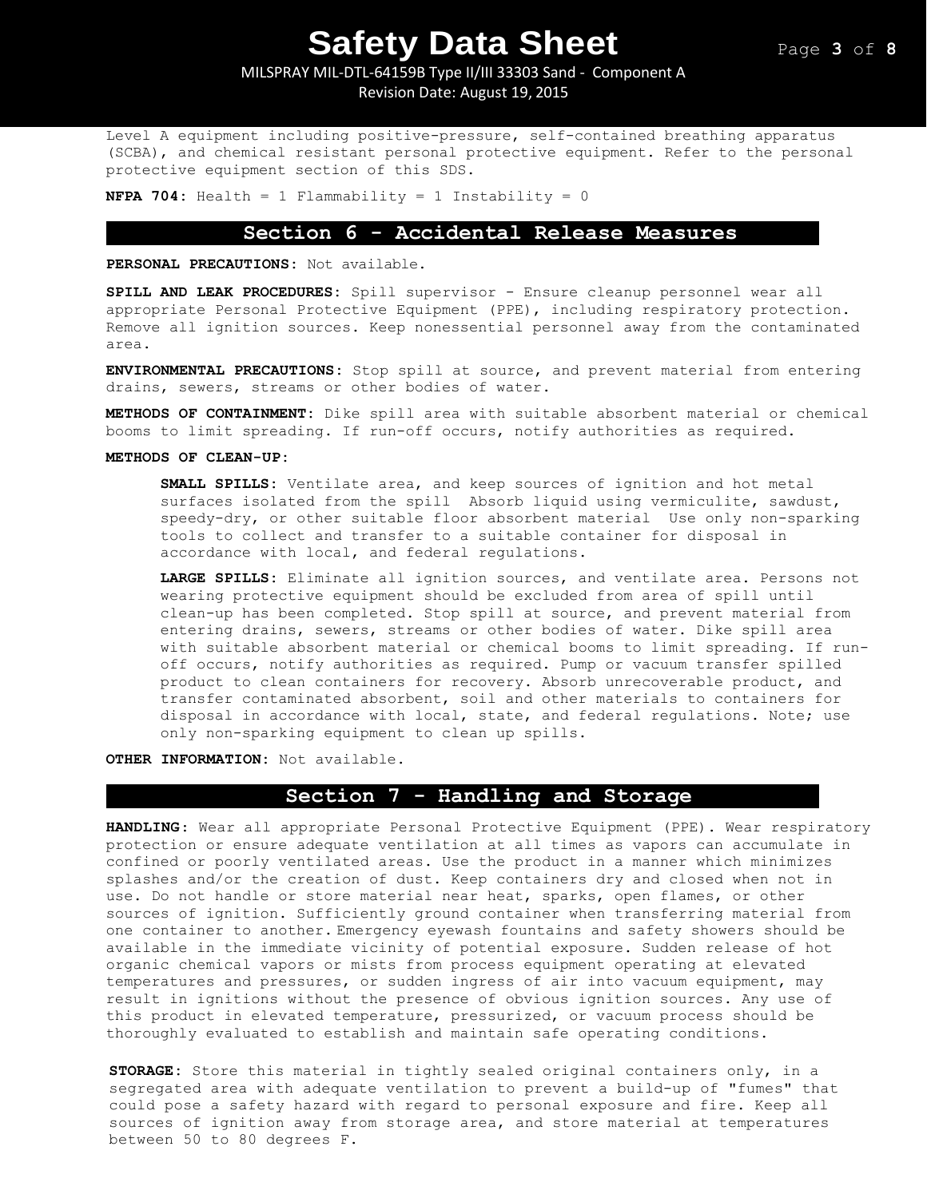Level A equipment including positive-pressure, self-contained breathing apparatus (SCBA), and chemical resistant personal protective equipment. Refer to the personal protective equipment section of this SDS.

**NFPA 704:** Health = 1 Flammability = 1 Instability = 0

## Section 6 - Accidental Release Measures

**PERSONAL PRECAUTIONS:** Not available.

**SPILL AND LEAK PROCEDURES:** Spill supervisor - Ensure cleanup personnel wear all appropriate Personal Protective Equipment (PPE), including respiratory protection. Remove all ignition sources. Keep nonessential personnel away from the contaminated area.

**ENVIRONMENTAL PRECAUTIONS:** Stop spill at source, and prevent material from entering drains, sewers, streams or other bodies of water.

**METHODS OF CONTAINMENT:** Dike spill area with suitable absorbent material or chemical booms to limit spreading. If run-off occurs, notify authorities as required.

**METHODS OF CLEAN-UP:**

**SMALL SPILLS:** Ventilate area, and keep sources of ignition and hot metal surfaces isolated from the spill Absorb liquid using vermiculite, sawdust, speedy-dry, or other suitable floor absorbent material Use only non-sparking tools to collect and transfer to a suitable container for disposal in accordance with local, and federal regulations.

**LARGE SPILLS:** Eliminate all ignition sources, and ventilate area. Persons not wearing protective equipment should be excluded from area of spill until clean-up has been completed. Stop spill at source, and prevent material from entering drains, sewers, streams or other bodies of water. Dike spill area with suitable absorbent material or chemical booms to limit spreading. If run-off occurs, notify authorities as required. Pump or vacuum transfer spilled product to clean containers for recovery. Absorb unrecoverable product, and transfer contaminated absorbent, soil and other materials to containers for disposal in accordance with local, state, and federal regulations. Note; use only non-sparking equipment to clean up spills.

**OTHER INFORMATION:** Not available.

## Section 7 - Handling and Storage

**HANDLING:** Wear all appropriate Personal Protective Equipment (PPE). Wear respiratory protection or ensure adequate ventilation at all times as vapors can accumulate in confined or poorly ventilated areas. Use the product in a manner which minimizes splashes and/or the creation of dust. Keep containers dry and closed when not in use. Do not handle or store material near heat, sparks, open flames, or other sources of ignition. Sufficiently ground container when transferring material from one container to another. Emergency eyewash fountains and safety showers should be available in the immediate vicinity of potential exposure. Sudden release of hot organic chemical vapors or mists from process equipment operating at elevated temperatures and pressures, or sudden ingress of air into vacuum equipment, may result in ignitions without the presence of obvious ignition sources. Any use of this product in elevated temperature, pressurized, or vacuum process should be thoroughly evaluated to establish and maintain safe operating conditions.

**STORAGE:** Store this material in tightly sealed original containers only, in a segregated area with adequate ventilation to prevent a build-up of "fumes" that could pose a safety hazard with regard to personal exposure and fire. Keep all sources of ignition away from storage area, and store material at temperatures between 50 to 80 degrees F.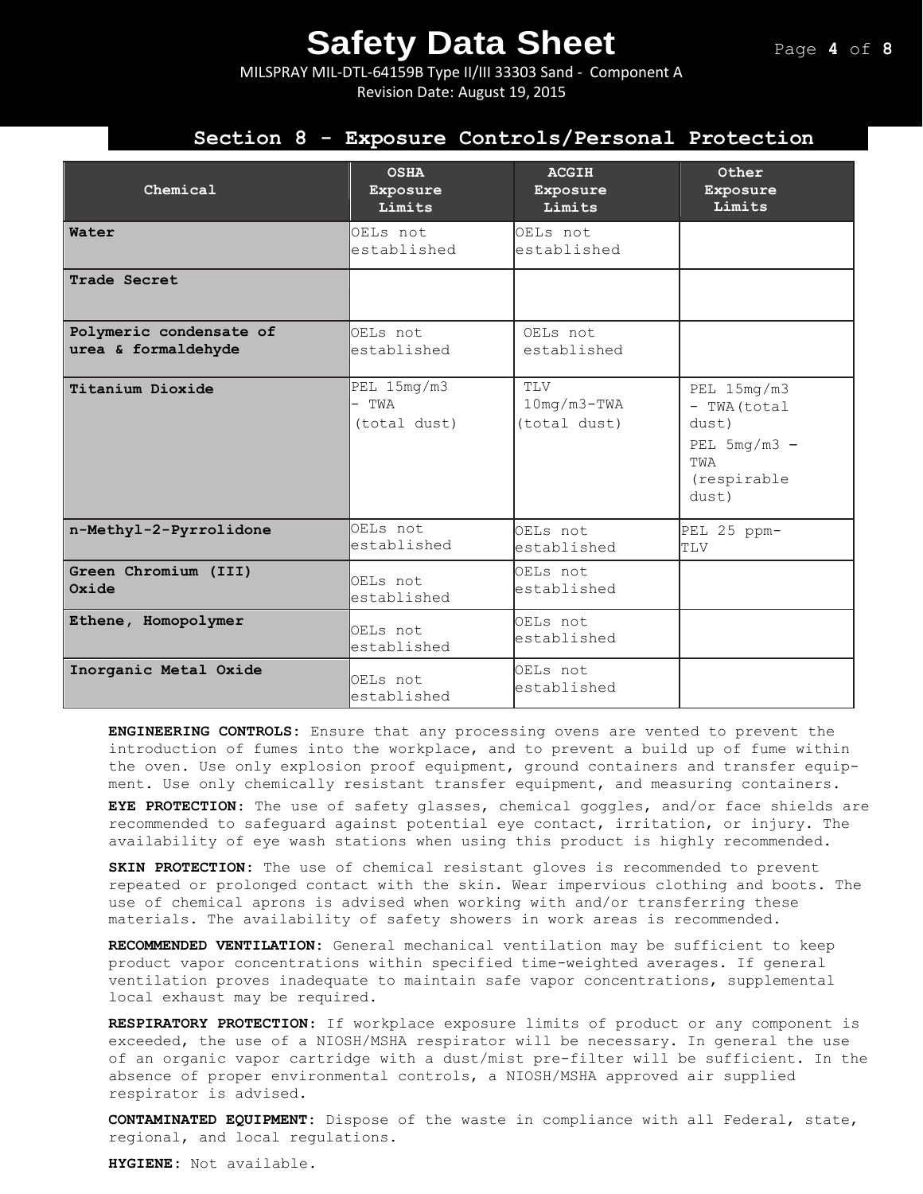## Section 8 - Exposure Controls/Personal Protection

| Chemical | OSHA Exposure Limits | ACGIH Exposure Limits | Other Exposure Limits |
|---|---|---|---|
| **Water** | OELs not established | OELs not established | |
| **Trade Secret** | | | |
| **Polymeric condensate of urea & formaldehyde** | OELs not established | OELs not established | |
| **Titanium Dioxide** | PEL 15mg/m3 - TWA (total dust) | TLV 10mg/m3-TWA (total dust) | PEL 15mg/m3 - TWA(total dust) PEL 5mg/m3 – TWA (respirable dust) |
| **n-Methyl-2-Pyrrolidone** | OELs not established | OELs not established | PEL 25 ppm-TLV |
| **Green Chromium (III) Oxide** | OELs not established | OELs not established | |
| **Ethene, Homopolymer** | OELs not established | OELs not established | |
| **Inorganic Metal Oxide** | OELs not established | OELs not established | |

**ENGINEERING CONTROLS:** Ensure that any processing ovens are vented to prevent the introduction of fumes into the workplace, and to prevent a build up of fume within the oven. Use only explosion proof equipment, ground containers and transfer equipment. Use only chemically resistant transfer equipment, and measuring containers.

**EYE PROTECTION:** The use of safety glasses, chemical goggles, and/or face shields are recommended to safeguard against potential eye contact, irritation, or injury. The availability of eye wash stations when using this product is highly recommended.

**SKIN PROTECTION:** The use of chemical resistant gloves is recommended to prevent repeated or prolonged contact with the skin. Wear impervious clothing and boots. The use of chemical aprons is advised when working with and/or transferring these materials. The availability of safety showers in work areas is recommended.

**RECOMMENDED VENTILATION:** General mechanical ventilation may be sufficient to keep product vapor concentrations within specified time-weighted averages. If general ventilation proves inadequate to maintain safe vapor concentrations, supplemental local exhaust may be required.

**RESPIRATORY PROTECTION:** If workplace exposure limits of product or any component is exceeded, the use of a NIOSH/MSHA respirator will be necessary. In general the use of an organic vapor cartridge with a dust/mist pre-filter will be sufficient. In the absence of proper environmental controls, a NIOSH/MSHA approved air supplied respirator is advised.

**CONTAMINATED EQUIPMENT:** Dispose of the waste in compliance with all Federal, state, regional, and local regulations.

**HYGIENE:** Not available.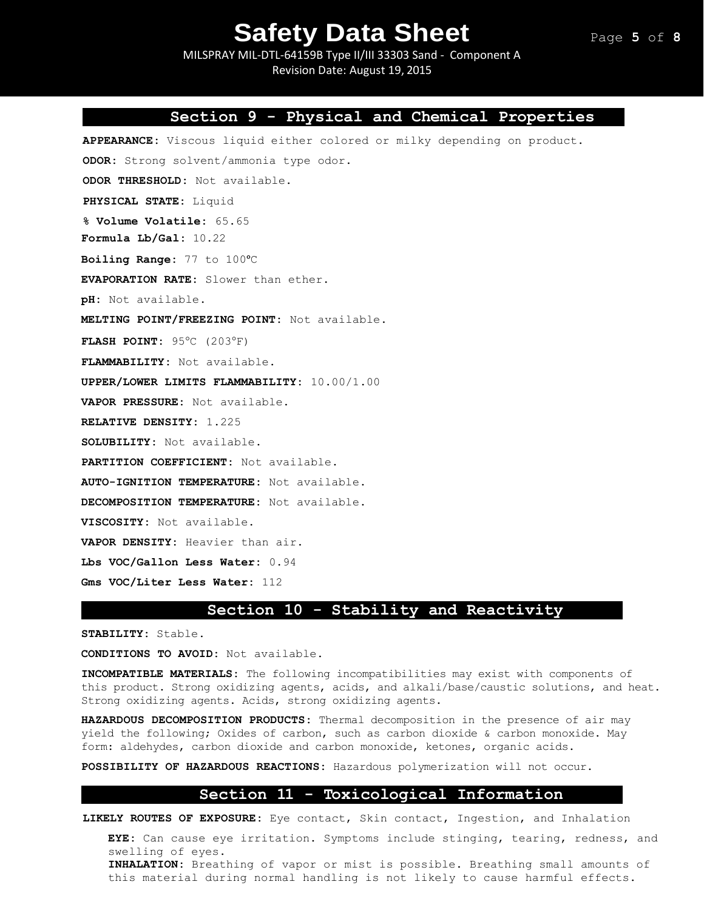## Section 9 - Physical and Chemical Properties

**APPEARANCE:** Viscous liquid either colored or milky depending on product.

**ODOR:** Strong solvent/ammonia type odor.

**ODOR THRESHOLD:** Not available.

**PHYSICAL STATE:** Liquid

**% Volume Volatile:** 65.65

**Formula Lb/Gal:** 10.22

**Boiling Range:** 77 to 100ºC

**EVAPORATION RATE:** Slower than ether.

**pH:** Not available.

**MELTING POINT/FREEZING POINT:** Not available.

**FLASH POINT:** 95°C (203°F)

**FLAMMABILITY:** Not available.

**UPPER/LOWER LIMITS FLAMMABILITY:** 10.00/1.00

**VAPOR PRESSURE:** Not available.

**RELATIVE DENSITY:** 1.225

**SOLUBILITY:** Not available.

**PARTITION COEFFICIENT:** Not available.

**AUTO-IGNITION TEMPERATURE:** Not available.

**DECOMPOSITION TEMPERATURE:** Not available.

**VISCOSITY:** Not available.

**VAPOR DENSITY:** Heavier than air.

**Lbs VOC/Gallon Less Water:** 0.94

**Gms VOC/Liter Less Water:** 112

## Section 10 - Stability and Reactivity

**STABILITY:** Stable.

**CONDITIONS TO AVOID:** Not available.

**INCOMPATIBLE MATERIALS:** The following incompatibilities may exist with components of this product. Strong oxidizing agents, acids, and alkali/base/caustic solutions, and heat. Strong oxidizing agents. Acids, strong oxidizing agents.

**HAZARDOUS DECOMPOSITION PRODUCTS:** Thermal decomposition in the presence of air may yield the following; Oxides of carbon, such as carbon dioxide & carbon monoxide. May form: aldehydes, carbon dioxide and carbon monoxide, ketones, organic acids.

**POSSIBILITY OF HAZARDOUS REACTIONS:** Hazardous polymerization will not occur.

## Section 11 - Toxicological Information

**LIKELY ROUTES OF EXPOSURE:** Eye contact, Skin contact, Ingestion, and Inhalation

**EYE:** Can cause eye irritation. Symptoms include stinging, tearing, redness, and swelling of eyes.

**INHALATION:** Breathing of vapor or mist is possible. Breathing small amounts of this material during normal handling is not likely to cause harmful effects.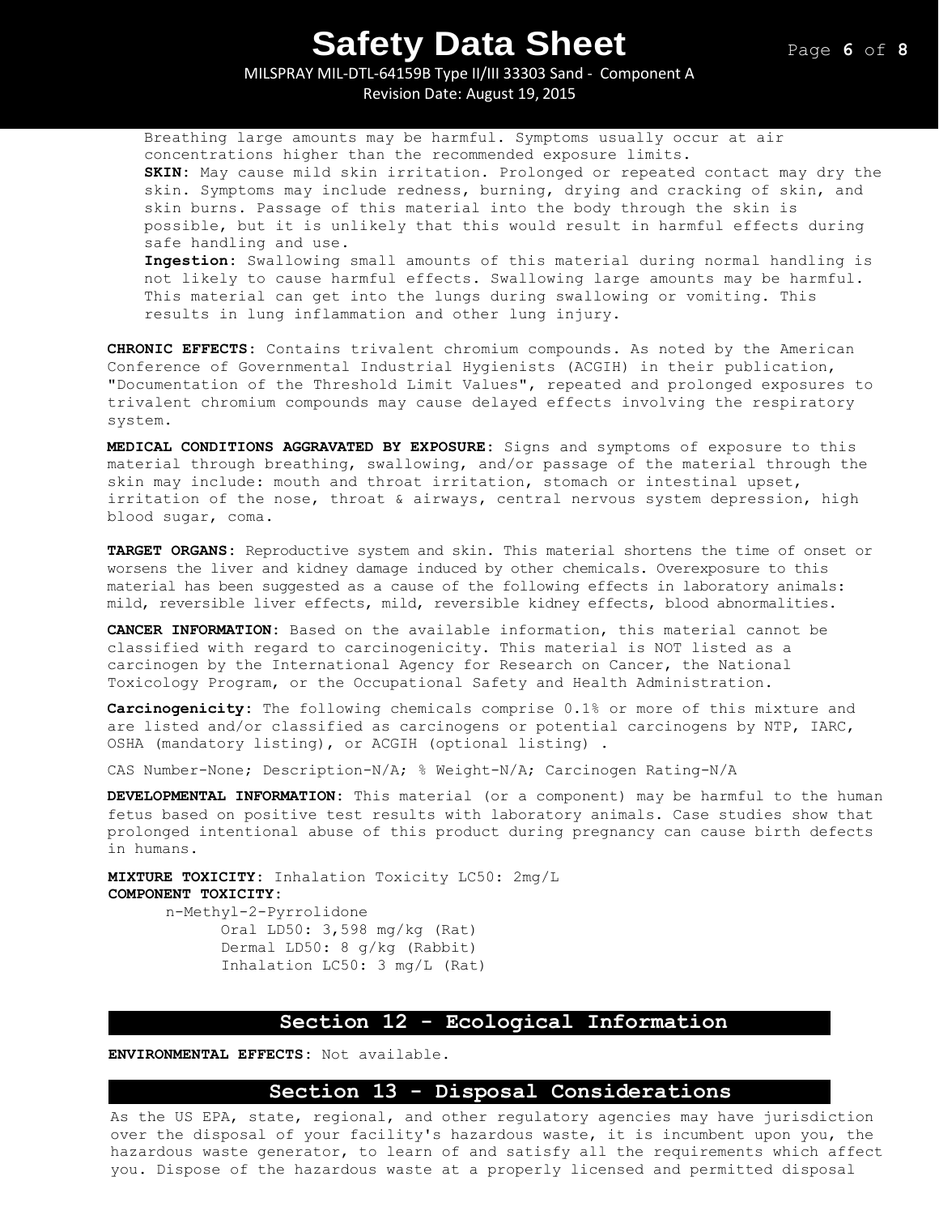Breathing large amounts may be harmful. Symptoms usually occur at air concentrations higher than the recommended exposure limits.

**SKIN:** May cause mild skin irritation. Prolonged or repeated contact may dry the skin. Symptoms may include redness, burning, drying and cracking of skin, and skin burns. Passage of this material into the body through the skin is possible, but it is unlikely that this would result in harmful effects during safe handling and use.

**Ingestion:** Swallowing small amounts of this material during normal handling is not likely to cause harmful effects. Swallowing large amounts may be harmful. This material can get into the lungs during swallowing or vomiting. This results in lung inflammation and other lung injury.

**CHRONIC EFFECTS:** Contains trivalent chromium compounds. As noted by the American Conference of Governmental Industrial Hygienists (ACGIH) in their publication, "Documentation of the Threshold Limit Values", repeated and prolonged exposures to trivalent chromium compounds may cause delayed effects involving the respiratory system.

**MEDICAL CONDITIONS AGGRAVATED BY EXPOSURE:** Signs and symptoms of exposure to this material through breathing, swallowing, and/or passage of the material through the skin may include: mouth and throat irritation, stomach or intestinal upset, irritation of the nose, throat & airways, central nervous system depression, high blood sugar, coma.

**TARGET ORGANS:** Reproductive system and skin. This material shortens the time of onset or worsens the liver and kidney damage induced by other chemicals. Overexposure to this material has been suggested as a cause of the following effects in laboratory animals: mild, reversible liver effects, mild, reversible kidney effects, blood abnormalities.

**CANCER INFORMATION:** Based on the available information, this material cannot be classified with regard to carcinogenicity. This material is NOT listed as a carcinogen by the International Agency for Research on Cancer, the National Toxicology Program, or the Occupational Safety and Health Administration.

**Carcinogenicity:** The following chemicals comprise 0.1% or more of this mixture and are listed and/or classified as carcinogens or potential carcinogens by NTP, IARC, OSHA (mandatory listing), or ACGIH (optional listing) .

CAS Number-None; Description-N/A; % Weight-N/A; Carcinogen Rating-N/A

**DEVELOPMENTAL INFORMATION:** This material (or a component) may be harmful to the human fetus based on positive test results with laboratory animals. Case studies show that prolonged intentional abuse of this product during pregnancy can cause birth defects in humans.

**MIXTURE TOXICITY:** Inhalation Toxicity LC50: 2mg/L
**COMPONENT TOXICITY:**

n-Methyl-2-Pyrrolidone
- Oral LD50: 3,598 mg/kg (Rat)
- Dermal LD50: 8 g/kg (Rabbit)
- Inhalation LC50: 3 mg/L (Rat)

## Section 12 - Ecological Information

**ENVIRONMENTAL EFFECTS:** Not available.

## Section 13 - Disposal Considerations

As the US EPA, state, regional, and other regulatory agencies may have jurisdiction over the disposal of your facility's hazardous waste, it is incumbent upon you, the hazardous waste generator, to learn of and satisfy all the requirements which affect you. Dispose of the hazardous waste at a properly licensed and permitted disposal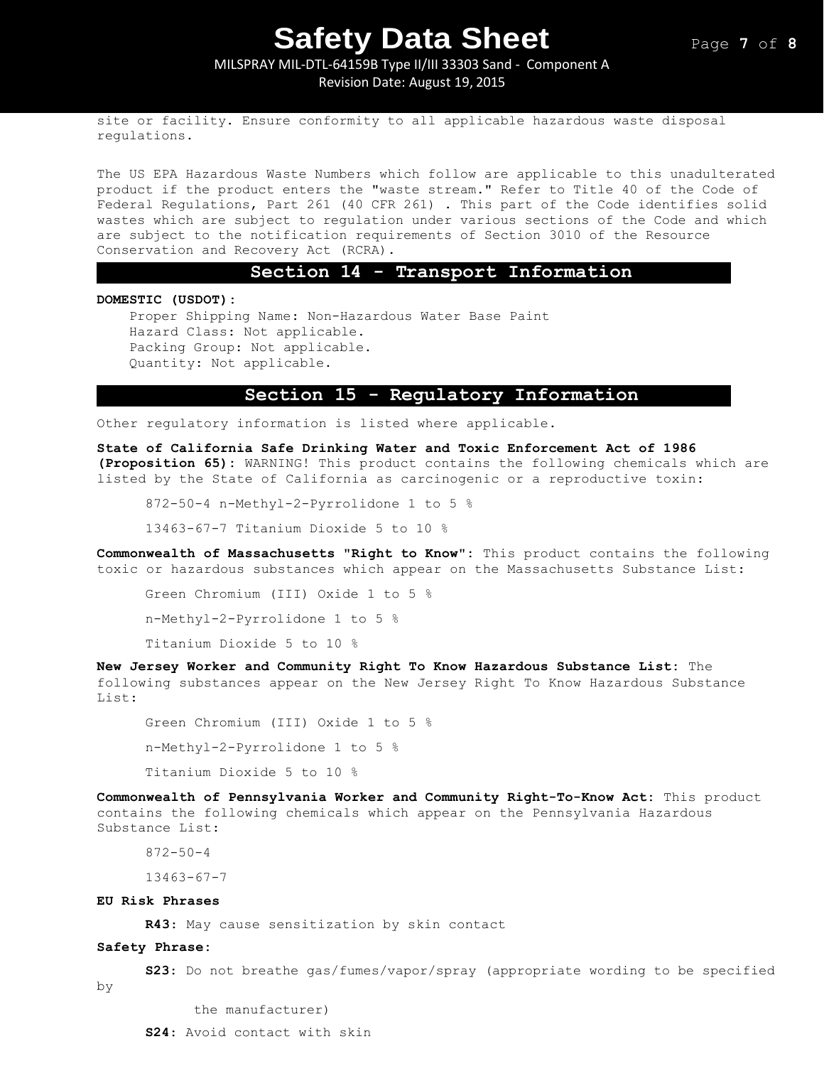site or facility. Ensure conformity to all applicable hazardous waste disposal regulations.

The US EPA Hazardous Waste Numbers which follow are applicable to this unadulterated product if the product enters the "waste stream." Refer to Title 40 of the Code of Federal Regulations, Part 261 (40 CFR 261) . This part of the Code identifies solid wastes which are subject to regulation under various sections of the Code and which are subject to the notification requirements of Section 3010 of the Resource Conservation and Recovery Act (RCRA).

## Section 14 - Transport Information

**DOMESTIC (USDOT):**

Proper Shipping Name: Non-Hazardous Water Base Paint
Hazard Class: Not applicable.
Packing Group: Not applicable.
Quantity: Not applicable.

## Section 15 - Regulatory Information

Other regulatory information is listed where applicable.

**State of California Safe Drinking Water and Toxic Enforcement Act of 1986 (Proposition 65):** WARNING! This product contains the following chemicals which are listed by the State of California as carcinogenic or a reproductive toxin:

872-50-4 n-Methyl-2-Pyrrolidone 1 to 5 %

13463-67-7 Titanium Dioxide 5 to 10 %

**Commonwealth of Massachusetts "Right to Know":** This product contains the following toxic or hazardous substances which appear on the Massachusetts Substance List:

Green Chromium (III) Oxide 1 to 5 %

n-Methyl-2-Pyrrolidone 1 to 5 %

Titanium Dioxide 5 to 10 %

**New Jersey Worker and Community Right To Know Hazardous Substance List:** The following substances appear on the New Jersey Right To Know Hazardous Substance List:

Green Chromium (III) Oxide 1 to 5 %

n-Methyl-2-Pyrrolidone 1 to 5 %

Titanium Dioxide 5 to 10 %

**Commonwealth of Pennsylvania Worker and Community Right-To-Know Act:** This product contains the following chemicals which appear on the Pennsylvania Hazardous Substance List:

872-50-4

13463-67-7

**EU Risk Phrases**

**R43:** May cause sensitization by skin contact

**Safety Phrase:**

**S23:** Do not breathe gas/fumes/vapor/spray (appropriate wording to be specified by the manufacturer)

**S24:** Avoid contact with skin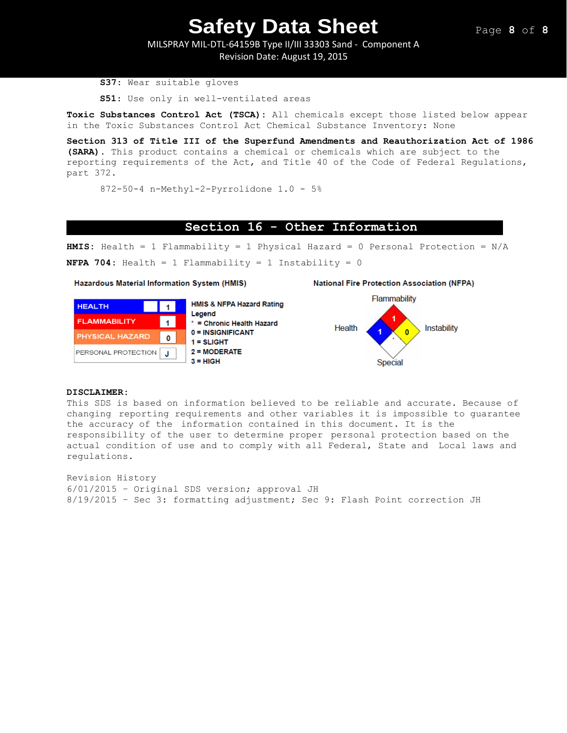**S37:** Wear suitable gloves

**S51:** Use only in well-ventilated areas

**Toxic Substances Control Act (TSCA):** All chemicals except those listed below appear in the Toxic Substances Control Act Chemical Substance Inventory: None

**Section 313 of Title III of the Superfund Amendments and Reauthorization Act of 1986 (SARA).** This product contains a chemical or chemicals which are subject to the reporting requirements of the Act, and Title 40 of the Code of Federal Regulations, part 372.

872-50-4 n-Methyl-2-Pyrrolidone 1.0 - 5%

## Section 16 - Other Information

**HMIS:** Health = 1 Flammability = 1 Physical Hazard = 0 Personal Protection = N/A

**NFPA 704:** Health = 1 Flammability = 1 Instability = 0

**Hazardous Material Information System (HMIS)**

| | |
|---|---|
| HEALTH | 1 |
| FLAMMABILITY | 1 |
| PHYSICAL HAZARD | 0 |
| PERSONAL PROTECTION | J |

**HMIS & NFPA Hazard Rating Legend**

- * = Chronic Health Hazard
- 0 = INSIGNIFICANT
- 1 = SLIGHT
- 2 = MODERATE
- 3 = HIGH

**National Fire Protection Association (NFPA)**

Flammability 1
Health 1
Instability 0
Special

**DISCLAIMER:**
This SDS is based on information believed to be reliable and accurate. Because of changing reporting requirements and other variables it is impossible to guarantee the accuracy of the information contained in this document. It is the responsibility of the user to determine proper personal protection based on the actual condition of use and to comply with all Federal, State and Local laws and regulations.

Revision History
6/01/2015 – Original SDS version; approval JH
8/19/2015 – Sec 3: formatting adjustment; Sec 9: Flash Point correction JH